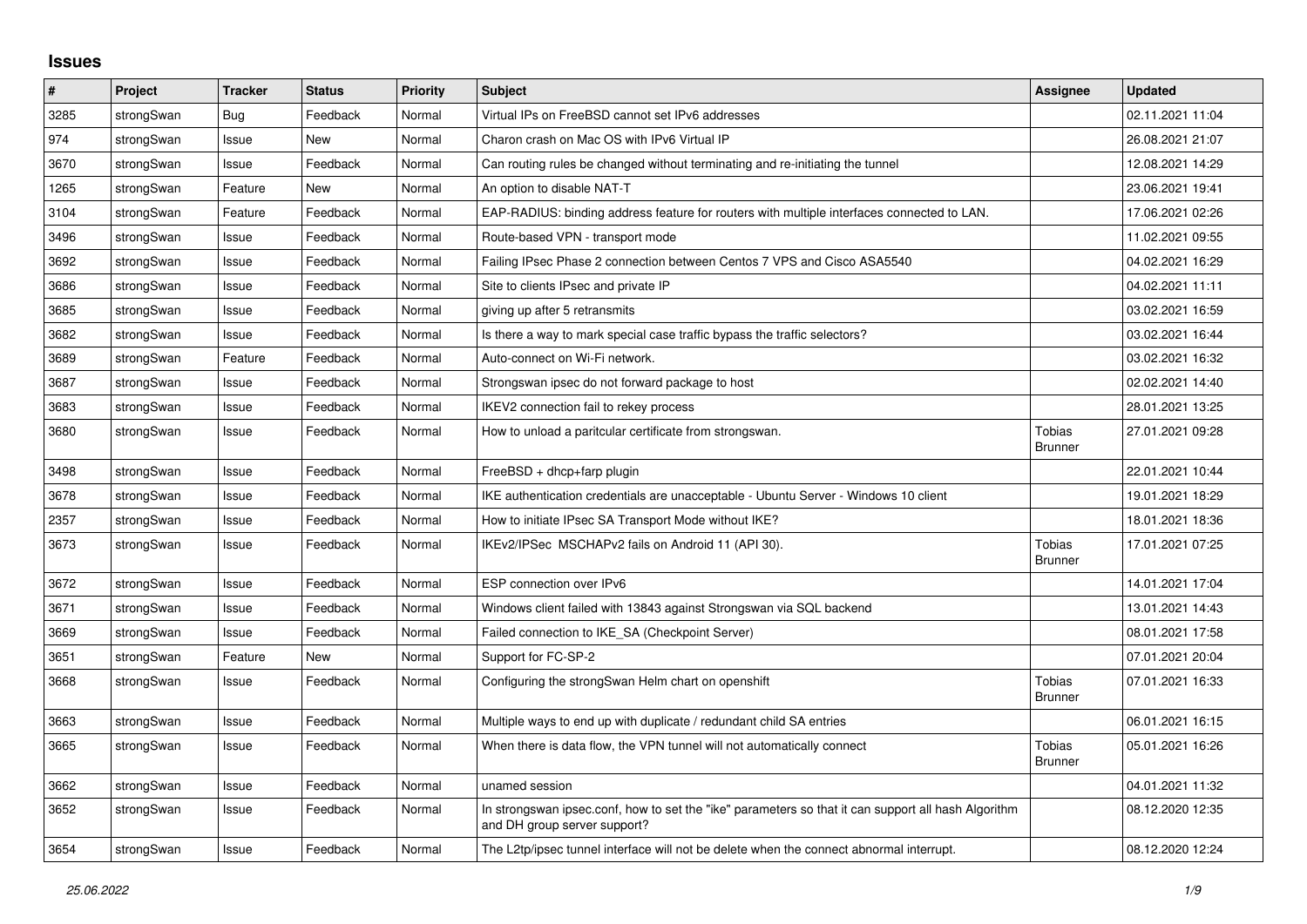## Issues

| # | Project | Tracker | Status | Priority | Subject | Assignee | Updated |
|---|---|---|---|---|---|---|---|
| 3285 | strongSwan | Bug | Feedback | Normal | Virtual IPs on FreeBSD cannot set IPv6 addresses | | 02.11.2021 11:04 |
| 974 | strongSwan | Issue | New | Normal | Charon crash on Mac OS with IPv6 Virtual IP | | 26.08.2021 21:07 |
| 3670 | strongSwan | Issue | Feedback | Normal | Can routing rules be changed without terminating and re-initiating the tunnel | | 12.08.2021 14:29 |
| 1265 | strongSwan | Feature | New | Normal | An option to disable NAT-T | | 23.06.2021 19:41 |
| 3104 | strongSwan | Feature | Feedback | Normal | EAP-RADIUS: binding address feature for routers with multiple interfaces connected to LAN. | | 17.06.2021 02:26 |
| 3496 | strongSwan | Issue | Feedback | Normal | Route-based VPN - transport mode | | 11.02.2021 09:55 |
| 3692 | strongSwan | Issue | Feedback | Normal | Failing IPsec Phase 2 connection between Centos 7 VPS and Cisco ASA5540 | | 04.02.2021 16:29 |
| 3686 | strongSwan | Issue | Feedback | Normal | Site to clients IPsec and private IP | | 04.02.2021 11:11 |
| 3685 | strongSwan | Issue | Feedback | Normal | giving up after 5 retransmits | | 03.02.2021 16:59 |
| 3682 | strongSwan | Issue | Feedback | Normal | Is there a way to mark special case traffic bypass the traffic selectors? | | 03.02.2021 16:44 |
| 3689 | strongSwan | Feature | Feedback | Normal | Auto-connect on Wi-Fi network. | | 03.02.2021 16:32 |
| 3687 | strongSwan | Issue | Feedback | Normal | Strongswan ipsec do not forward package to host | | 02.02.2021 14:40 |
| 3683 | strongSwan | Issue | Feedback | Normal | IKEV2 connection fail to rekey process | | 28.01.2021 13:25 |
| 3680 | strongSwan | Issue | Feedback | Normal | How to unload a paritcular certificate from strongswan. | Tobias Brunner | 27.01.2021 09:28 |
| 3498 | strongSwan | Issue | Feedback | Normal | FreeBSD + dhcp+farp plugin | | 22.01.2021 10:44 |
| 3678 | strongSwan | Issue | Feedback | Normal | IKE authentication credentials are unacceptable - Ubuntu Server - Windows 10 client | | 19.01.2021 18:29 |
| 2357 | strongSwan | Issue | Feedback | Normal | How to initiate IPsec SA Transport Mode without IKE? | | 18.01.2021 18:36 |
| 3673 | strongSwan | Issue | Feedback | Normal | IKEv2/IPSec MSCHAPv2 fails on Android 11 (API 30). | Tobias Brunner | 17.01.2021 07:25 |
| 3672 | strongSwan | Issue | Feedback | Normal | ESP connection over IPv6 | | 14.01.2021 17:04 |
| 3671 | strongSwan | Issue | Feedback | Normal | Windows client failed with 13843 against Strongswan via SQL backend | | 13.01.2021 14:43 |
| 3669 | strongSwan | Issue | Feedback | Normal | Failed connection to IKE_SA (Checkpoint Server) | | 08.01.2021 17:58 |
| 3651 | strongSwan | Feature | New | Normal | Support for FC-SP-2 | | 07.01.2021 20:04 |
| 3668 | strongSwan | Issue | Feedback | Normal | Configuring the strongSwan Helm chart on openshift | Tobias Brunner | 07.01.2021 16:33 |
| 3663 | strongSwan | Issue | Feedback | Normal | Multiple ways to end up with duplicate / redundant child SA entries | | 06.01.2021 16:15 |
| 3665 | strongSwan | Issue | Feedback | Normal | When there is data flow, the VPN tunnel will not automatically connect | Tobias Brunner | 05.01.2021 16:26 |
| 3662 | strongSwan | Issue | Feedback | Normal | unamed session | | 04.01.2021 11:32 |
| 3652 | strongSwan | Issue | Feedback | Normal | In strongswan ipsec.conf, how to set the "ike" parameters so that it can support all hash Algorithm and DH group server support? | | 08.12.2020 12:35 |
| 3654 | strongSwan | Issue | Feedback | Normal | The L2tp/ipsec tunnel interface will not be delete when the connect abnormal interrupt. | | 08.12.2020 12:24 |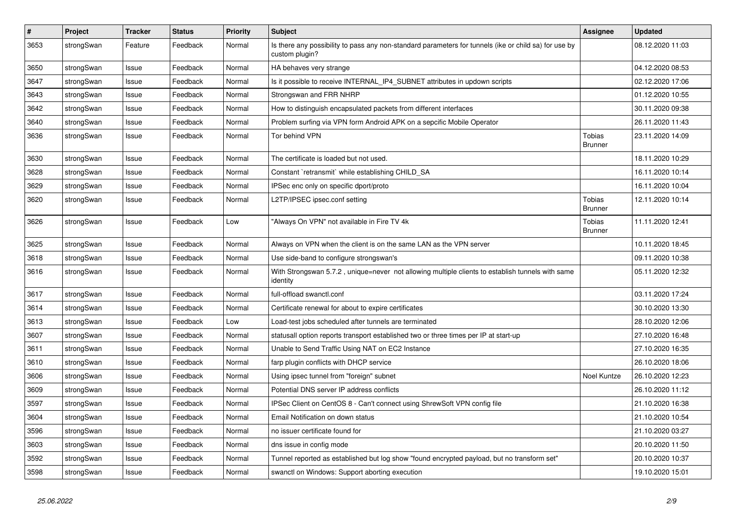| # | Project | Tracker | Status | Priority | Subject | Assignee | Updated |
|---|---|---|---|---|---|---|---|
| 3653 | strongSwan | Feature | Feedback | Normal | Is there any possibility to pass any non-standard parameters for tunnels (ike or child sa) for use by custom plugin? | | 08.12.2020 11:03 |
| 3650 | strongSwan | Issue | Feedback | Normal | HA behaves very strange | | 04.12.2020 08:53 |
| 3647 | strongSwan | Issue | Feedback | Normal | Is it possible to receive INTERNAL_IP4_SUBNET attributes in updown scripts | | 02.12.2020 17:06 |
| 3643 | strongSwan | Issue | Feedback | Normal | Strongswan and FRR NHRP | | 01.12.2020 10:55 |
| 3642 | strongSwan | Issue | Feedback | Normal | How to distinguish encapsulated packets from different interfaces | | 30.11.2020 09:38 |
| 3640 | strongSwan | Issue | Feedback | Normal | Problem surfing via VPN form Android APK on a sepcific Mobile Operator | | 26.11.2020 11:43 |
| 3636 | strongSwan | Issue | Feedback | Normal | Tor behind VPN | Tobias Brunner | 23.11.2020 14:09 |
| 3630 | strongSwan | Issue | Feedback | Normal | The certificate is loaded but not used. | | 18.11.2020 10:29 |
| 3628 | strongSwan | Issue | Feedback | Normal | Constant `retransmit` while establishing CHILD_SA | | 16.11.2020 10:14 |
| 3629 | strongSwan | Issue | Feedback | Normal | IPSec enc only on specific dport/proto | | 16.11.2020 10:04 |
| 3620 | strongSwan | Issue | Feedback | Normal | L2TP/IPSEC ipsec.conf setting | Tobias Brunner | 12.11.2020 10:14 |
| 3626 | strongSwan | Issue | Feedback | Low | "Always On VPN" not available in Fire TV 4k | Tobias Brunner | 11.11.2020 12:41 |
| 3625 | strongSwan | Issue | Feedback | Normal | Always on VPN when the client is on the same LAN as the VPN server | | 10.11.2020 18:45 |
| 3618 | strongSwan | Issue | Feedback | Normal | Use side-band to configure strongswan's | | 09.11.2020 10:38 |
| 3616 | strongSwan | Issue | Feedback | Normal | With Strongswan 5.7.2 , unique=never not allowing multiple clients to establish tunnels with same identity | | 05.11.2020 12:32 |
| 3617 | strongSwan | Issue | Feedback | Normal | full-offload swanctl.conf | | 03.11.2020 17:24 |
| 3614 | strongSwan | Issue | Feedback | Normal | Certificate renewal for about to expire certificates | | 30.10.2020 13:30 |
| 3613 | strongSwan | Issue | Feedback | Low | Load-test jobs scheduled after tunnels are terminated | | 28.10.2020 12:06 |
| 3607 | strongSwan | Issue | Feedback | Normal | statusall option reports transport established two or three times per IP at start-up | | 27.10.2020 16:48 |
| 3611 | strongSwan | Issue | Feedback | Normal | Unable to Send Traffic Using NAT on EC2 Instance | | 27.10.2020 16:35 |
| 3610 | strongSwan | Issue | Feedback | Normal | farp plugin conflicts with DHCP service | | 26.10.2020 18:06 |
| 3606 | strongSwan | Issue | Feedback | Normal | Using ipsec tunnel from "foreign" subnet | Noel Kuntze | 26.10.2020 12:23 |
| 3609 | strongSwan | Issue | Feedback | Normal | Potential DNS server IP address conflicts | | 26.10.2020 11:12 |
| 3597 | strongSwan | Issue | Feedback | Normal | IPSec Client on CentOS 8 - Can't connect using ShrewSoft VPN config file | | 21.10.2020 16:38 |
| 3604 | strongSwan | Issue | Feedback | Normal | Email Notification on down status | | 21.10.2020 10:54 |
| 3596 | strongSwan | Issue | Feedback | Normal | no issuer certificate found for | | 21.10.2020 03:27 |
| 3603 | strongSwan | Issue | Feedback | Normal | dns issue in config mode | | 20.10.2020 11:50 |
| 3592 | strongSwan | Issue | Feedback | Normal | Tunnel reported as established but log show "found encrypted payload, but no transform set" | | 20.10.2020 10:37 |
| 3598 | strongSwan | Issue | Feedback | Normal | swanctl on Windows: Support aborting execution | | 19.10.2020 15:01 |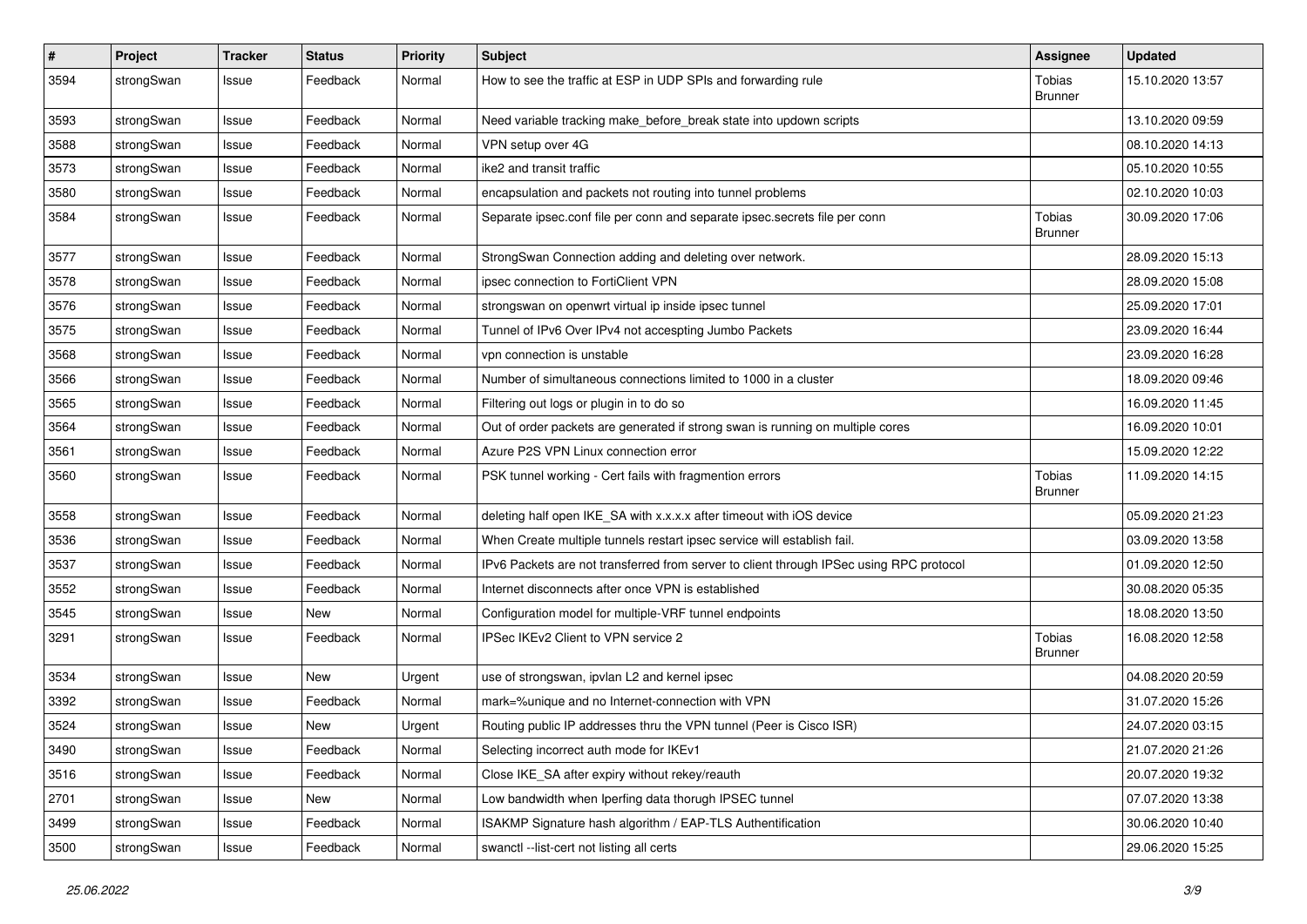| # | Project | Tracker | Status | Priority | Subject | Assignee | Updated |
|---|---|---|---|---|---|---|---|
| 3594 | strongSwan | Issue | Feedback | Normal | How to see the traffic at ESP in UDP SPIs and forwarding rule | Tobias Brunner | 15.10.2020 13:57 |
| 3593 | strongSwan | Issue | Feedback | Normal | Need variable tracking make_before_break state into updown scripts | | 13.10.2020 09:59 |
| 3588 | strongSwan | Issue | Feedback | Normal | VPN setup over 4G | | 08.10.2020 14:13 |
| 3573 | strongSwan | Issue | Feedback | Normal | ike2 and transit traffic | | 05.10.2020 10:55 |
| 3580 | strongSwan | Issue | Feedback | Normal | encapsulation and packets not routing into tunnel problems | | 02.10.2020 10:03 |
| 3584 | strongSwan | Issue | Feedback | Normal | Separate ipsec.conf file per conn and separate ipsec.secrets file per conn | Tobias Brunner | 30.09.2020 17:06 |
| 3577 | strongSwan | Issue | Feedback | Normal | StrongSwan Connection adding and deleting over network. | | 28.09.2020 15:13 |
| 3578 | strongSwan | Issue | Feedback | Normal | ipsec connection to FortiClient VPN | | 28.09.2020 15:08 |
| 3576 | strongSwan | Issue | Feedback | Normal | strongswan on openwrt virtual ip inside ipsec tunnel | | 25.09.2020 17:01 |
| 3575 | strongSwan | Issue | Feedback | Normal | Tunnel of IPv6 Over IPv4 not accespting Jumbo Packets | | 23.09.2020 16:44 |
| 3568 | strongSwan | Issue | Feedback | Normal | vpn connection is unstable | | 23.09.2020 16:28 |
| 3566 | strongSwan | Issue | Feedback | Normal | Number of simultaneous connections limited to 1000 in a cluster | | 18.09.2020 09:46 |
| 3565 | strongSwan | Issue | Feedback | Normal | Filtering out logs or plugin in to do so | | 16.09.2020 11:45 |
| 3564 | strongSwan | Issue | Feedback | Normal | Out of order packets are generated if strong swan is running on multiple cores | | 16.09.2020 10:01 |
| 3561 | strongSwan | Issue | Feedback | Normal | Azure P2S VPN Linux connection error | | 15.09.2020 12:22 |
| 3560 | strongSwan | Issue | Feedback | Normal | PSK tunnel working - Cert fails with fragmention errors | Tobias Brunner | 11.09.2020 14:15 |
| 3558 | strongSwan | Issue | Feedback | Normal | deleting half open IKE_SA with x.x.x.x after timeout with iOS device | | 05.09.2020 21:23 |
| 3536 | strongSwan | Issue | Feedback | Normal | When Create multiple tunnels restart ipsec service will establish fail. | | 03.09.2020 13:58 |
| 3537 | strongSwan | Issue | Feedback | Normal | IPv6 Packets are not transferred from server to client through IPSec using RPC protocol | | 01.09.2020 12:50 |
| 3552 | strongSwan | Issue | Feedback | Normal | Internet disconnects after once VPN is established | | 30.08.2020 05:35 |
| 3545 | strongSwan | Issue | New | Normal | Configuration model for multiple-VRF tunnel endpoints | | 18.08.2020 13:50 |
| 3291 | strongSwan | Issue | Feedback | Normal | IPSec IKEv2 Client to VPN service 2 | Tobias Brunner | 16.08.2020 12:58 |
| 3534 | strongSwan | Issue | New | Urgent | use of strongswan, ipvlan L2 and kernel ipsec | | 04.08.2020 20:59 |
| 3392 | strongSwan | Issue | Feedback | Normal | mark=%unique and no Internet-connection with VPN | | 31.07.2020 15:26 |
| 3524 | strongSwan | Issue | New | Urgent | Routing public IP addresses thru the VPN tunnel (Peer is Cisco ISR) | | 24.07.2020 03:15 |
| 3490 | strongSwan | Issue | Feedback | Normal | Selecting incorrect auth mode for IKEv1 | | 21.07.2020 21:26 |
| 3516 | strongSwan | Issue | Feedback | Normal | Close IKE_SA after expiry without rekey/reauth | | 20.07.2020 19:32 |
| 2701 | strongSwan | Issue | New | Normal | Low bandwidth when Iperfing data thorugh IPSEC tunnel | | 07.07.2020 13:38 |
| 3499 | strongSwan | Issue | Feedback | Normal | ISAKMP Signature hash algorithm / EAP-TLS Authentification | | 30.06.2020 10:40 |
| 3500 | strongSwan | Issue | Feedback | Normal | swanctl --list-cert not listing all certs | | 29.06.2020 15:25 |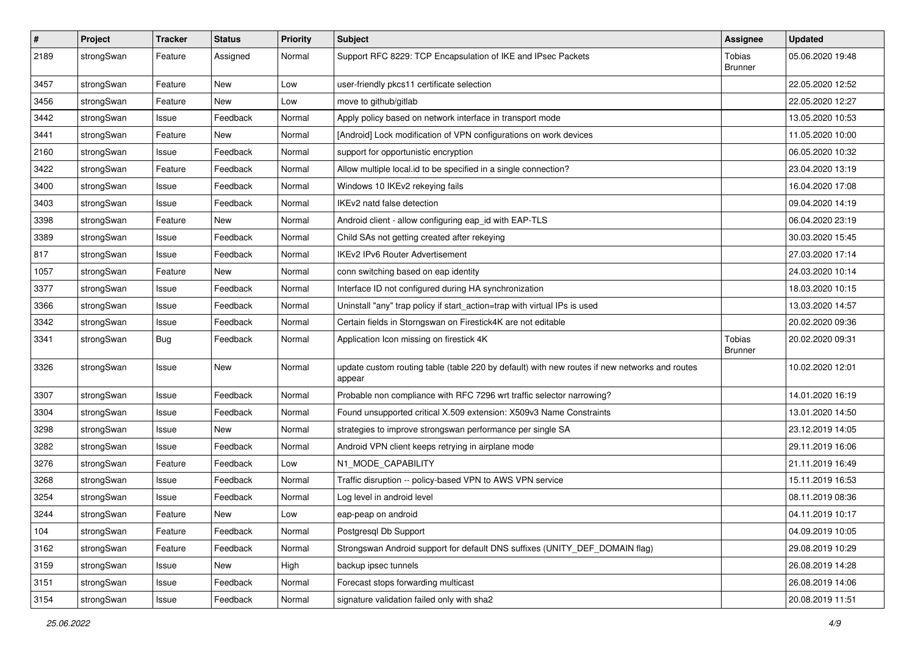| # | Project | Tracker | Status | Priority | Subject | Assignee | Updated |
|---|---|---|---|---|---|---|---|
| 2189 | strongSwan | Feature | Assigned | Normal | Support RFC 8229: TCP Encapsulation of IKE and IPsec Packets | Tobias Brunner | 05.06.2020 19:48 |
| 3457 | strongSwan | Feature | New | Low | user-friendly pkcs11 certificate selection | | 22.05.2020 12:52 |
| 3456 | strongSwan | Feature | New | Low | move to github/gitlab | | 22.05.2020 12:27 |
| 3442 | strongSwan | Issue | Feedback | Normal | Apply policy based on network interface in transport mode | | 13.05.2020 10:53 |
| 3441 | strongSwan | Feature | New | Normal | [Android] Lock modification of VPN configurations on work devices | | 11.05.2020 10:00 |
| 2160 | strongSwan | Issue | Feedback | Normal | support for opportunistic encryption | | 06.05.2020 10:32 |
| 3422 | strongSwan | Feature | Feedback | Normal | Allow multiple local.id to be specified in a single connection? | | 23.04.2020 13:19 |
| 3400 | strongSwan | Issue | Feedback | Normal | Windows 10 IKEv2 rekeying fails | | 16.04.2020 17:08 |
| 3403 | strongSwan | Issue | Feedback | Normal | IKEv2 natd false detection | | 09.04.2020 14:19 |
| 3398 | strongSwan | Feature | New | Normal | Android client - allow configuring eap_id with EAP-TLS | | 06.04.2020 23:19 |
| 3389 | strongSwan | Issue | Feedback | Normal | Child SAs not getting created after rekeying | | 30.03.2020 15:45 |
| 817 | strongSwan | Issue | Feedback | Normal | IKEv2 IPv6 Router Advertisement | | 27.03.2020 17:14 |
| 1057 | strongSwan | Feature | New | Normal | conn switching based on eap identity | | 24.03.2020 10:14 |
| 3377 | strongSwan | Issue | Feedback | Normal | Interface ID not configured during HA synchronization | | 18.03.2020 10:15 |
| 3366 | strongSwan | Issue | Feedback | Normal | Uninstall "any" trap policy if start_action=trap with virtual IPs is used | | 13.03.2020 14:57 |
| 3342 | strongSwan | Issue | Feedback | Normal | Certain fields in Storngswan on Firestick4K are not editable | | 20.02.2020 09:36 |
| 3341 | strongSwan | Bug | Feedback | Normal | Application Icon missing on firestick 4K | Tobias Brunner | 20.02.2020 09:31 |
| 3326 | strongSwan | Issue | New | Normal | update custom routing table (table 220 by default) with new routes if new networks and routes appear | | 10.02.2020 12:01 |
| 3307 | strongSwan | Issue | Feedback | Normal | Probable non compliance with RFC 7296 wrt traffic selector narrowing? | | 14.01.2020 16:19 |
| 3304 | strongSwan | Issue | Feedback | Normal | Found unsupported critical X.509 extension: X509v3 Name Constraints | | 13.01.2020 14:50 |
| 3298 | strongSwan | Issue | New | Normal | strategies to improve strongswan performance per single SA | | 23.12.2019 14:05 |
| 3282 | strongSwan | Issue | Feedback | Normal | Android VPN client keeps retrying in airplane mode | | 29.11.2019 16:06 |
| 3276 | strongSwan | Feature | Feedback | Low | N1_MODE_CAPABILITY | | 21.11.2019 16:49 |
| 3268 | strongSwan | Issue | Feedback | Normal | Traffic disruption -- policy-based VPN to AWS VPN service | | 15.11.2019 16:53 |
| 3254 | strongSwan | Issue | Feedback | Normal | Log level in android level | | 08.11.2019 08:36 |
| 3244 | strongSwan | Feature | New | Low | eap-peap on android | | 04.11.2019 10:17 |
| 104 | strongSwan | Feature | Feedback | Normal | Postgresql Db Support | | 04.09.2019 10:05 |
| 3162 | strongSwan | Feature | Feedback | Normal | Strongswan Android support for default DNS suffixes (UNITY_DEF_DOMAIN flag) | | 29.08.2019 10:29 |
| 3159 | strongSwan | Issue | New | High | backup ipsec tunnels | | 26.08.2019 14:28 |
| 3151 | strongSwan | Issue | Feedback | Normal | Forecast stops forwarding multicast | | 26.08.2019 14:06 |
| 3154 | strongSwan | Issue | Feedback | Normal | signature validation failed only with sha2 | | 20.08.2019 11:51 |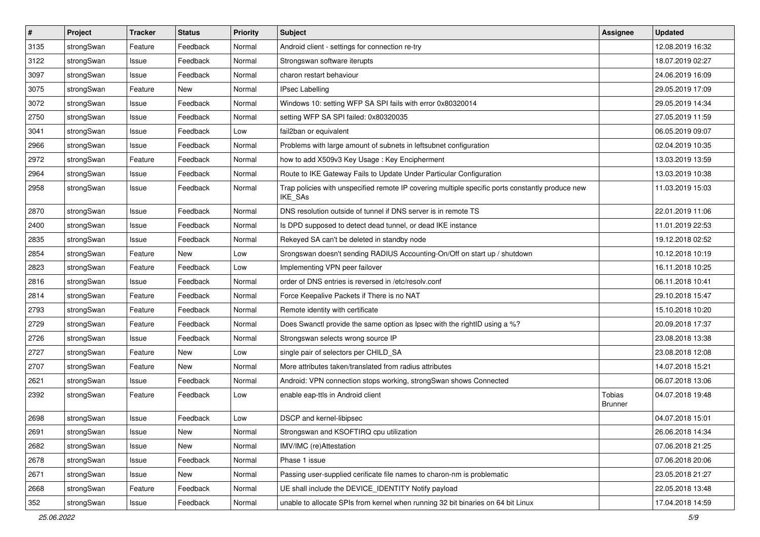| # | Project | Tracker | Status | Priority | Subject | Assignee | Updated |
|---|---|---|---|---|---|---|---|
| 3135 | strongSwan | Feature | Feedback | Normal | Android client - settings for connection re-try | | 12.08.2019 16:32 |
| 3122 | strongSwan | Issue | Feedback | Normal | Strongswan software iterupts | | 18.07.2019 02:27 |
| 3097 | strongSwan | Issue | Feedback | Normal | charon restart behaviour | | 24.06.2019 16:09 |
| 3075 | strongSwan | Feature | New | Normal | IPsec Labelling | | 29.05.2019 17:09 |
| 3072 | strongSwan | Issue | Feedback | Normal | Windows 10: setting WFP SA SPI fails with error 0x80320014 | | 29.05.2019 14:34 |
| 2750 | strongSwan | Issue | Feedback | Normal | setting WFP SA SPI failed: 0x80320035 | | 27.05.2019 11:59 |
| 3041 | strongSwan | Issue | Feedback | Low | fail2ban or equivalent | | 06.05.2019 09:07 |
| 2966 | strongSwan | Issue | Feedback | Normal | Problems with large amount of subnets in leftsubnet configuration | | 02.04.2019 10:35 |
| 2972 | strongSwan | Feature | Feedback | Normal | how to add X509v3 Key Usage : Key Encipherment | | 13.03.2019 13:59 |
| 2964 | strongSwan | Issue | Feedback | Normal | Route to IKE Gateway Fails to Update Under Particular Configuration | | 13.03.2019 10:38 |
| 2958 | strongSwan | Issue | Feedback | Normal | Trap policies with unspecified remote IP covering multiple specific ports constantly produce new IKE_SAs | | 11.03.2019 15:03 |
| 2870 | strongSwan | Issue | Feedback | Normal | DNS resolution outside of tunnel if DNS server is in remote TS | | 22.01.2019 11:06 |
| 2400 | strongSwan | Issue | Feedback | Normal | Is DPD supposed to detect dead tunnel, or dead IKE instance | | 11.01.2019 22:53 |
| 2835 | strongSwan | Issue | Feedback | Normal | Rekeyed SA can't be deleted in standby node | | 19.12.2018 02:52 |
| 2854 | strongSwan | Feature | New | Low | Srongswan doesn't sending RADIUS Accounting-On/Off on start up / shutdown | | 10.12.2018 10:19 |
| 2823 | strongSwan | Feature | Feedback | Low | Implementing VPN peer failover | | 16.11.2018 10:25 |
| 2816 | strongSwan | Issue | Feedback | Normal | order of DNS entries is reversed in /etc/resolv.conf | | 06.11.2018 10:41 |
| 2814 | strongSwan | Feature | Feedback | Normal | Force Keepalive Packets if There is no NAT | | 29.10.2018 15:47 |
| 2793 | strongSwan | Feature | Feedback | Normal | Remote identity with certificate | | 15.10.2018 10:20 |
| 2729 | strongSwan | Feature | Feedback | Normal | Does Swanctl provide the same option as Ipsec with the rightID using a %? | | 20.09.2018 17:37 |
| 2726 | strongSwan | Issue | Feedback | Normal | Strongswan selects wrong source IP | | 23.08.2018 13:38 |
| 2727 | strongSwan | Feature | New | Low | single pair of selectors per CHILD_SA | | 23.08.2018 12:08 |
| 2707 | strongSwan | Feature | New | Normal | More attributes taken/translated from radius attributes | | 14.07.2018 15:21 |
| 2621 | strongSwan | Issue | Feedback | Normal | Android: VPN connection stops working, strongSwan shows Connected | | 06.07.2018 13:06 |
| 2392 | strongSwan | Feature | Feedback | Low | enable eap-ttls in Android client | Tobias Brunner | 04.07.2018 19:48 |
| 2698 | strongSwan | Issue | Feedback | Low | DSCP and kernel-libipsec | | 04.07.2018 15:01 |
| 2691 | strongSwan | Issue | New | Normal | Strongswan and KSOFTIRQ cpu utilization | | 26.06.2018 14:34 |
| 2682 | strongSwan | Issue | New | Normal | IMV/IMC (re)Attestation | | 07.06.2018 21:25 |
| 2678 | strongSwan | Issue | Feedback | Normal | Phase 1 issue | | 07.06.2018 20:06 |
| 2671 | strongSwan | Issue | New | Normal | Passing user-supplied cerificate file names to charon-nm is problematic | | 23.05.2018 21:27 |
| 2668 | strongSwan | Feature | Feedback | Normal | UE shall include the DEVICE_IDENTITY Notify payload | | 22.05.2018 13:48 |
| 352 | strongSwan | Issue | Feedback | Normal | unable to allocate SPIs from kernel when running 32 bit binaries on 64 bit Linux | | 17.04.2018 14:59 |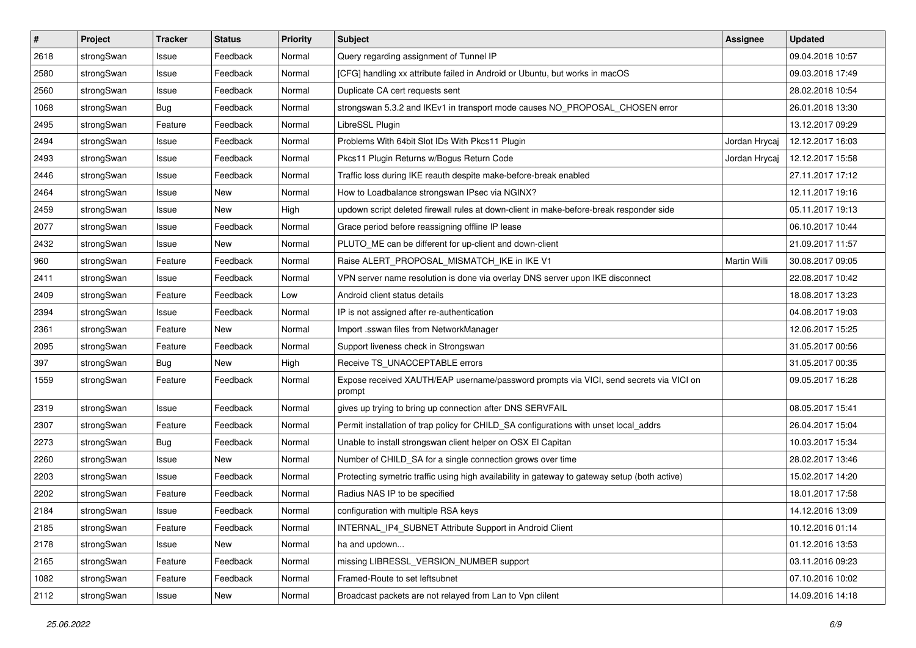| # | Project | Tracker | Status | Priority | Subject | Assignee | Updated |
|---|---|---|---|---|---|---|---|
| 2618 | strongSwan | Issue | Feedback | Normal | Query regarding assignment of Tunnel IP | | 09.04.2018 10:57 |
| 2580 | strongSwan | Issue | Feedback | Normal | [CFG] handling xx attribute failed in Android or Ubuntu, but works in macOS | | 09.03.2018 17:49 |
| 2560 | strongSwan | Issue | Feedback | Normal | Duplicate CA cert requests sent | | 28.02.2018 10:54 |
| 1068 | strongSwan | Bug | Feedback | Normal | strongswan 5.3.2 and IKEv1 in transport mode causes NO_PROPOSAL_CHOSEN error | | 26.01.2018 13:30 |
| 2495 | strongSwan | Feature | Feedback | Normal | LibreSSL Plugin | | 13.12.2017 09:29 |
| 2494 | strongSwan | Issue | Feedback | Normal | Problems With 64bit Slot IDs With Pkcs11 Plugin | Jordan Hrycaj | 12.12.2017 16:03 |
| 2493 | strongSwan | Issue | Feedback | Normal | Pkcs11 Plugin Returns w/Bogus Return Code | Jordan Hrycaj | 12.12.2017 15:58 |
| 2446 | strongSwan | Issue | Feedback | Normal | Traffic loss during IKE reauth despite make-before-break enabled | | 27.11.2017 17:12 |
| 2464 | strongSwan | Issue | New | Normal | How to Loadbalance strongswan IPsec via NGINX? | | 12.11.2017 19:16 |
| 2459 | strongSwan | Issue | New | High | updown script deleted firewall rules at down-client in make-before-break responder side | | 05.11.2017 19:13 |
| 2077 | strongSwan | Issue | Feedback | Normal | Grace period before reassigning offline IP lease | | 06.10.2017 10:44 |
| 2432 | strongSwan | Issue | New | Normal | PLUTO_ME can be different for up-client and down-client | | 21.09.2017 11:57 |
| 960 | strongSwan | Feature | Feedback | Normal | Raise ALERT_PROPOSAL_MISMATCH_IKE in IKE V1 | Martin Willi | 30.08.2017 09:05 |
| 2411 | strongSwan | Issue | Feedback | Normal | VPN server name resolution is done via overlay DNS server upon IKE disconnect | | 22.08.2017 10:42 |
| 2409 | strongSwan | Feature | Feedback | Low | Android client status details | | 18.08.2017 13:23 |
| 2394 | strongSwan | Issue | Feedback | Normal | IP is not assigned after re-authentication | | 04.08.2017 19:03 |
| 2361 | strongSwan | Feature | New | Normal | Import .sswan files from NetworkManager | | 12.06.2017 15:25 |
| 2095 | strongSwan | Feature | Feedback | Normal | Support liveness check in Strongswan | | 31.05.2017 00:56 |
| 397 | strongSwan | Bug | New | High | Receive TS_UNACCEPTABLE errors | | 31.05.2017 00:35 |
| 1559 | strongSwan | Feature | Feedback | Normal | Expose received XAUTH/EAP username/password prompts via VICI, send secrets via VICI on prompt | | 09.05.2017 16:28 |
| 2319 | strongSwan | Issue | Feedback | Normal | gives up trying to bring up connection after DNS SERVFAIL | | 08.05.2017 15:41 |
| 2307 | strongSwan | Feature | Feedback | Normal | Permit installation of trap policy for CHILD_SA configurations with unset local_addrs | | 26.04.2017 15:04 |
| 2273 | strongSwan | Bug | Feedback | Normal | Unable to install strongswan client helper on OSX El Capitan | | 10.03.2017 15:34 |
| 2260 | strongSwan | Issue | New | Normal | Number of CHILD_SA for a single connection grows over time | | 28.02.2017 13:46 |
| 2203 | strongSwan | Issue | Feedback | Normal | Protecting symetric traffic using high availability in gateway to gateway setup (both active) | | 15.02.2017 14:20 |
| 2202 | strongSwan | Feature | Feedback | Normal | Radius NAS IP to be specified | | 18.01.2017 17:58 |
| 2184 | strongSwan | Issue | Feedback | Normal | configuration with multiple RSA keys | | 14.12.2016 13:09 |
| 2185 | strongSwan | Feature | Feedback | Normal | INTERNAL_IP4_SUBNET Attribute Support in Android Client | | 10.12.2016 01:14 |
| 2178 | strongSwan | Issue | New | Normal | ha and updown... | | 01.12.2016 13:53 |
| 2165 | strongSwan | Feature | Feedback | Normal | missing LIBRESSL_VERSION_NUMBER support | | 03.11.2016 09:23 |
| 1082 | strongSwan | Feature | Feedback | Normal | Framed-Route to set leftsubnet | | 07.10.2016 10:02 |
| 2112 | strongSwan | Issue | New | Normal | Broadcast packets are not relayed from Lan to Vpn clilent | | 14.09.2016 14:18 |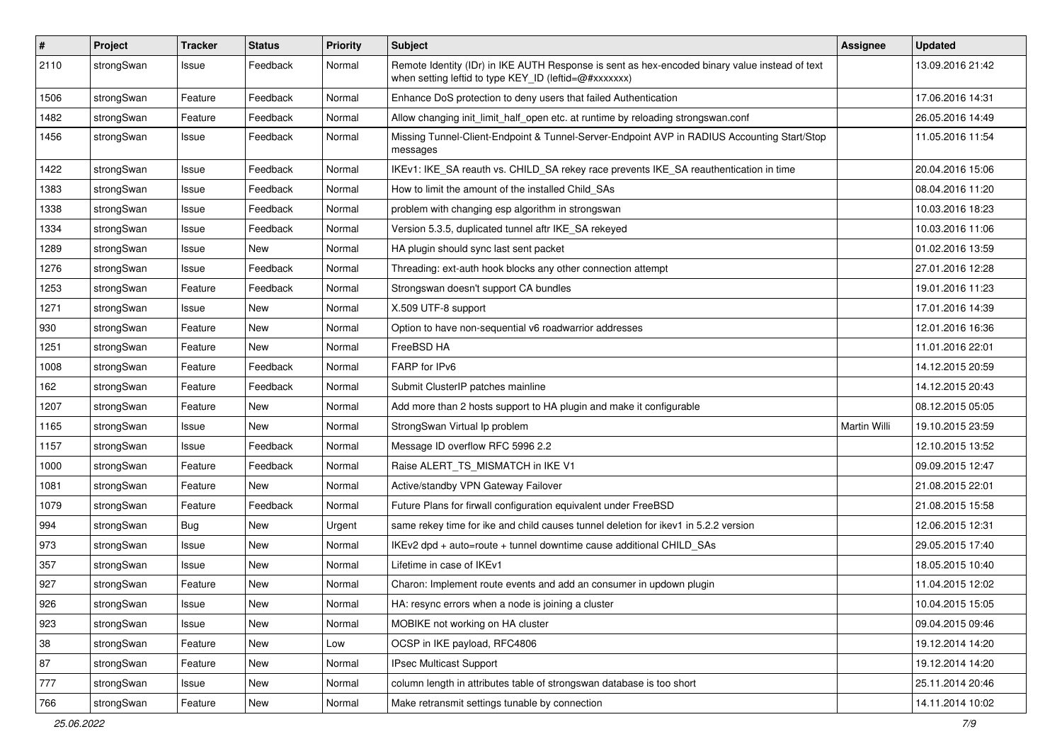| # | Project | Tracker | Status | Priority | Subject | Assignee | Updated |
|---|---|---|---|---|---|---|---|
| 2110 | strongSwan | Issue | Feedback | Normal | Remote Identity (IDr) in IKE AUTH Response is sent as hex-encoded binary value instead of text when setting leftid to type KEY_ID (leftid=@#xxxxxxx) | | 13.09.2016 21:42 |
| 1506 | strongSwan | Feature | Feedback | Normal | Enhance DoS protection to deny users that failed Authentication | | 17.06.2016 14:31 |
| 1482 | strongSwan | Feature | Feedback | Normal | Allow changing init_limit_half_open etc. at runtime by reloading strongswan.conf | | 26.05.2016 14:49 |
| 1456 | strongSwan | Issue | Feedback | Normal | Missing Tunnel-Client-Endpoint & Tunnel-Server-Endpoint AVP in RADIUS Accounting Start/Stop messages | | 11.05.2016 11:54 |
| 1422 | strongSwan | Issue | Feedback | Normal | IKEv1: IKE_SA reauth vs. CHILD_SA rekey race prevents IKE_SA reauthentication in time | | 20.04.2016 15:06 |
| 1383 | strongSwan | Issue | Feedback | Normal | How to limit the amount of the installed Child_SAs | | 08.04.2016 11:20 |
| 1338 | strongSwan | Issue | Feedback | Normal | problem with changing esp algorithm in strongswan | | 10.03.2016 18:23 |
| 1334 | strongSwan | Issue | Feedback | Normal | Version 5.3.5, duplicated tunnel aftr IKE_SA rekeyed | | 10.03.2016 11:06 |
| 1289 | strongSwan | Issue | New | Normal | HA plugin should sync last sent packet | | 01.02.2016 13:59 |
| 1276 | strongSwan | Issue | Feedback | Normal | Threading: ext-auth hook blocks any other connection attempt | | 27.01.2016 12:28 |
| 1253 | strongSwan | Feature | Feedback | Normal | Strongswan doesn't support CA bundles | | 19.01.2016 11:23 |
| 1271 | strongSwan | Issue | New | Normal | X.509 UTF-8 support | | 17.01.2016 14:39 |
| 930 | strongSwan | Feature | New | Normal | Option to have non-sequential v6 roadwarrior addresses | | 12.01.2016 16:36 |
| 1251 | strongSwan | Feature | New | Normal | FreeBSD HA | | 11.01.2016 22:01 |
| 1008 | strongSwan | Feature | Feedback | Normal | FARP for IPv6 | | 14.12.2015 20:59 |
| 162 | strongSwan | Feature | Feedback | Normal | Submit ClusterIP patches mainline | | 14.12.2015 20:43 |
| 1207 | strongSwan | Feature | New | Normal | Add more than 2 hosts support to HA plugin and make it configurable | | 08.12.2015 05:05 |
| 1165 | strongSwan | Issue | New | Normal | StrongSwan Virtual Ip problem | Martin Willi | 19.10.2015 23:59 |
| 1157 | strongSwan | Issue | Feedback | Normal | Message ID overflow RFC 5996 2.2 | | 12.10.2015 13:52 |
| 1000 | strongSwan | Feature | Feedback | Normal | Raise ALERT_TS_MISMATCH in IKE V1 | | 09.09.2015 12:47 |
| 1081 | strongSwan | Feature | New | Normal | Active/standby VPN Gateway Failover | | 21.08.2015 22:01 |
| 1079 | strongSwan | Feature | Feedback | Normal | Future Plans for firwall configuration equivalent under FreeBSD | | 21.08.2015 15:58 |
| 994 | strongSwan | Bug | New | Urgent | same rekey time for ike and child causes tunnel deletion for ikev1 in 5.2.2 version | | 12.06.2015 12:31 |
| 973 | strongSwan | Issue | New | Normal | IKEv2 dpd + auto=route + tunnel downtime cause additional CHILD_SAs | | 29.05.2015 17:40 |
| 357 | strongSwan | Issue | New | Normal | Lifetime in case of IKEv1 | | 18.05.2015 10:40 |
| 927 | strongSwan | Feature | New | Normal | Charon: Implement route events and add an consumer in updown plugin | | 11.04.2015 12:02 |
| 926 | strongSwan | Issue | New | Normal | HA: resync errors when a node is joining a cluster | | 10.04.2015 15:05 |
| 923 | strongSwan | Issue | New | Normal | MOBIKE not working on HA cluster | | 09.04.2015 09:46 |
| 38 | strongSwan | Feature | New | Low | OCSP in IKE payload, RFC4806 | | 19.12.2014 14:20 |
| 87 | strongSwan | Feature | New | Normal | IPsec Multicast Support | | 19.12.2014 14:20 |
| 777 | strongSwan | Issue | New | Normal | column length in attributes table of strongswan database is too short | | 25.11.2014 20:46 |
| 766 | strongSwan | Feature | New | Normal | Make retransmit settings tunable by connection | | 14.11.2014 10:02 |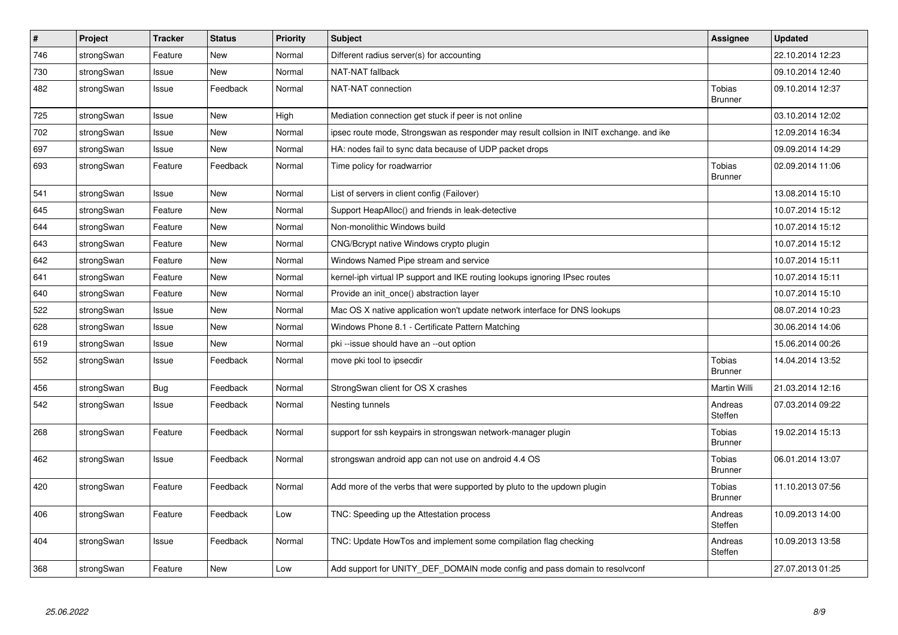| # | Project | Tracker | Status | Priority | Subject | Assignee | Updated |
| --- | --- | --- | --- | --- | --- | --- | --- |
| 746 | strongSwan | Feature | New | Normal | Different radius server(s) for accounting | | 22.10.2014 12:23 |
| 730 | strongSwan | Issue | New | Normal | NAT-NAT fallback | | 09.10.2014 12:40 |
| 482 | strongSwan | Issue | Feedback | Normal | NAT-NAT connection | Tobias Brunner | 09.10.2014 12:37 |
| 725 | strongSwan | Issue | New | High | Mediation connection get stuck if peer is not online | | 03.10.2014 12:02 |
| 702 | strongSwan | Issue | New | Normal | ipsec route mode, Strongswan as responder may result collsion in INIT exchange. and ike | | 12.09.2014 16:34 |
| 697 | strongSwan | Issue | New | Normal | HA: nodes fail to sync data because of UDP packet drops | | 09.09.2014 14:29 |
| 693 | strongSwan | Feature | Feedback | Normal | Time policy for roadwarrior | Tobias Brunner | 02.09.2014 11:06 |
| 541 | strongSwan | Issue | New | Normal | List of servers in client config (Failover) | | 13.08.2014 15:10 |
| 645 | strongSwan | Feature | New | Normal | Support HeapAlloc() and friends in leak-detective | | 10.07.2014 15:12 |
| 644 | strongSwan | Feature | New | Normal | Non-monolithic Windows build | | 10.07.2014 15:12 |
| 643 | strongSwan | Feature | New | Normal | CNG/Bcrypt native Windows crypto plugin | | 10.07.2014 15:12 |
| 642 | strongSwan | Feature | New | Normal | Windows Named Pipe stream and service | | 10.07.2014 15:11 |
| 641 | strongSwan | Feature | New | Normal | kernel-iph virtual IP support and IKE routing lookups ignoring IPsec routes | | 10.07.2014 15:11 |
| 640 | strongSwan | Feature | New | Normal | Provide an init_once() abstraction layer | | 10.07.2014 15:10 |
| 522 | strongSwan | Issue | New | Normal | Mac OS X native application won't update network interface for DNS lookups | | 08.07.2014 10:23 |
| 628 | strongSwan | Issue | New | Normal | Windows Phone 8.1 - Certificate Pattern Matching | | 30.06.2014 14:06 |
| 619 | strongSwan | Issue | New | Normal | pki --issue should have an --out option | | 15.06.2014 00:26 |
| 552 | strongSwan | Issue | Feedback | Normal | move pki tool to ipsecdir | Tobias Brunner | 14.04.2014 13:52 |
| 456 | strongSwan | Bug | Feedback | Normal | StrongSwan client for OS X crashes | Martin Willi | 21.03.2014 12:16 |
| 542 | strongSwan | Issue | Feedback | Normal | Nesting tunnels | Andreas Steffen | 07.03.2014 09:22 |
| 268 | strongSwan | Feature | Feedback | Normal | support for ssh keypairs in strongswan network-manager plugin | Tobias Brunner | 19.02.2014 15:13 |
| 462 | strongSwan | Issue | Feedback | Normal | strongswan android app can not use on android 4.4 OS | Tobias Brunner | 06.01.2014 13:07 |
| 420 | strongSwan | Feature | Feedback | Normal | Add more of the verbs that were supported by pluto to the updown plugin | Tobias Brunner | 11.10.2013 07:56 |
| 406 | strongSwan | Feature | Feedback | Low | TNC: Speeding up the Attestation process | Andreas Steffen | 10.09.2013 14:00 |
| 404 | strongSwan | Issue | Feedback | Normal | TNC: Update HowTos and implement some compilation flag checking | Andreas Steffen | 10.09.2013 13:58 |
| 368 | strongSwan | Feature | New | Low | Add support for UNITY_DEF_DOMAIN mode config and pass domain to resolvconf | | 27.07.2013 01:25 |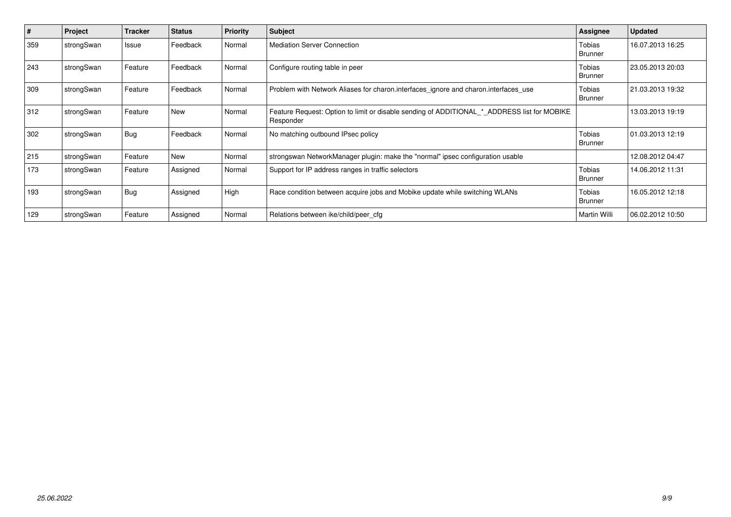| # | Project | Tracker | Status | Priority | Subject | Assignee | Updated |
|---|---|---|---|---|---|---|---|
| 359 | strongSwan | Issue | Feedback | Normal | Mediation Server Connection | Tobias Brunner | 16.07.2013 16:25 |
| 243 | strongSwan | Feature | Feedback | Normal | Configure routing table in peer | Tobias Brunner | 23.05.2013 20:03 |
| 309 | strongSwan | Feature | Feedback | Normal | Problem with Network Aliases for charon.interfaces_ignore and charon.interfaces_use | Tobias Brunner | 21.03.2013 19:32 |
| 312 | strongSwan | Feature | New | Normal | Feature Request: Option to limit or disable sending of ADDITIONAL_*_ADDRESS list for MOBIKE Responder | | 13.03.2013 19:19 |
| 302 | strongSwan | Bug | Feedback | Normal | No matching outbound IPsec policy | Tobias Brunner | 01.03.2013 12:19 |
| 215 | strongSwan | Feature | New | Normal | strongswan NetworkManager plugin: make the "normal" ipsec configuration usable | | 12.08.2012 04:47 |
| 173 | strongSwan | Feature | Assigned | Normal | Support for IP address ranges in traffic selectors | Tobias Brunner | 14.06.2012 11:31 |
| 193 | strongSwan | Bug | Assigned | High | Race condition between acquire jobs and Mobike update while switching WLANs | Tobias Brunner | 16.05.2012 12:18 |
| 129 | strongSwan | Feature | Assigned | Normal | Relations between ike/child/peer_cfg | Martin Willi | 06.02.2012 10:50 |